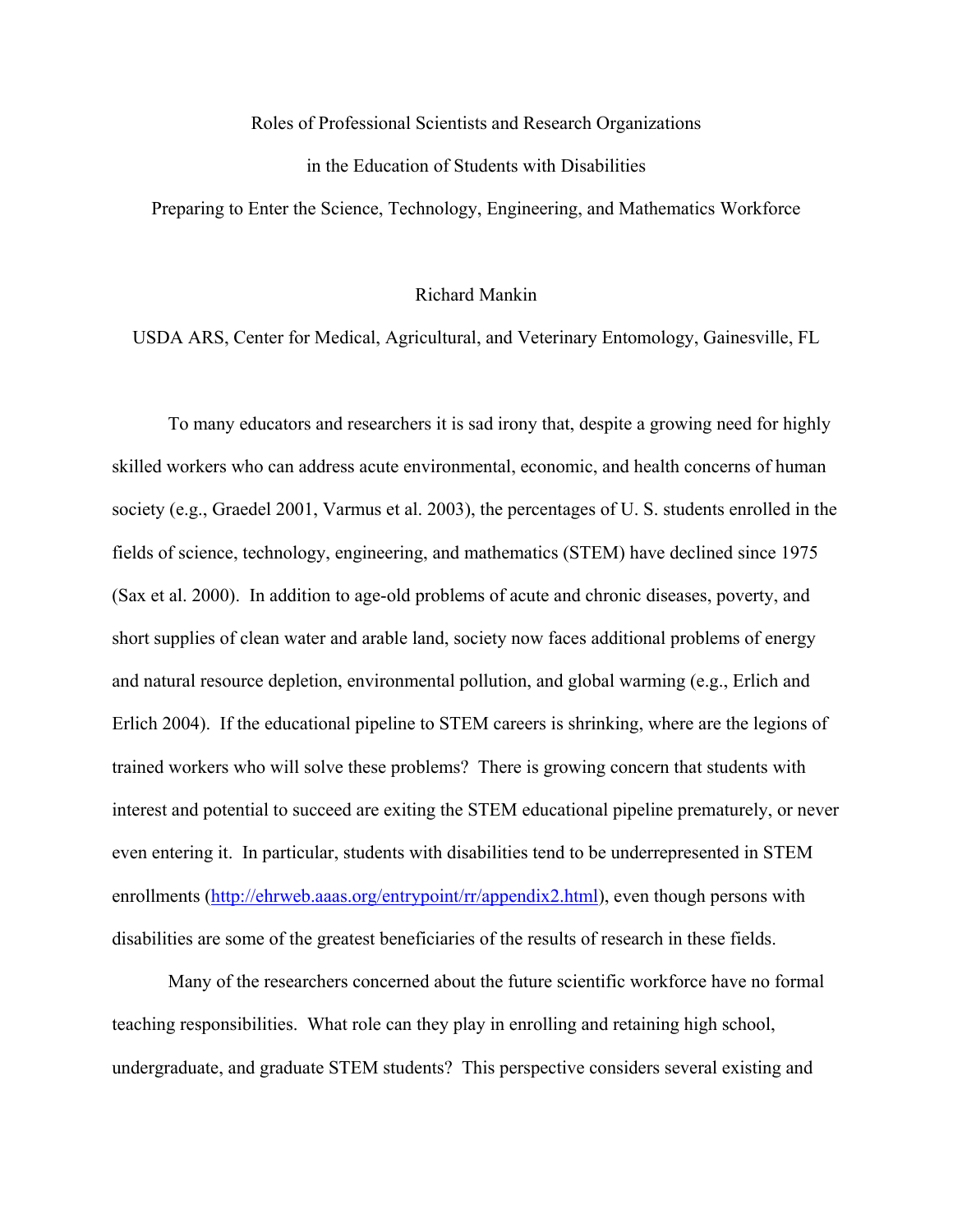# Roles of Professional Scientists and Research Organizations in the Education of Students with Disabilities Preparing to Enter the Science, Technology, Engineering, and Mathematics Workforce

Richard Mankin

USDA ARS, Center for Medical, Agricultural, and Veterinary Entomology, Gainesville, FL

To many educators and researchers it is sad irony that, despite a growing need for highly skilled workers who can address acute environmental, economic, and health concerns of human society (e.g., Graedel 2001, Varmus et al. 2003), the percentages of U. S. students enrolled in the fields of science, technology, engineering, and mathematics (STEM) have declined since 1975 (Sax et al. 2000). In addition to age-old problems of acute and chronic diseases, poverty, and short supplies of clean water and arable land, society now faces additional problems of energy and natural resource depletion, environmental pollution, and global warming (e.g., Erlich and Erlich 2004). If the educational pipeline to STEM careers is shrinking, where are the legions of trained workers who will solve these problems? There is growing concern that students with interest and potential to succeed are exiting the STEM educational pipeline prematurely, or never even entering it. In particular, students with disabilities tend to be underrepresented in STEM enrollments (http://ehrweb.aaas.org/entrypoint/rr/appendix2.html), even though persons with disabilities are some of the greatest beneficiaries of the results of research in these fields.

Many of the researchers concerned about the future scientific workforce have no formal teaching responsibilities. What role can they play in enrolling and retaining high school, undergraduate, and graduate STEM students? This perspective considers several existing and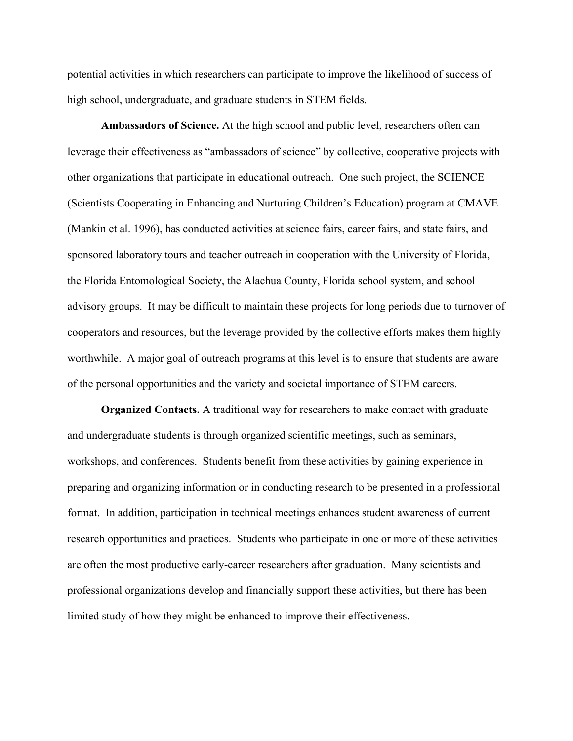potential activities in which researchers can participate to improve the likelihood of success of high school, undergraduate, and graduate students in STEM fields.

**Ambassadors of Science.** At the high school and public level, researchers often can leverage their effectiveness as "ambassadors of science" by collective, cooperative projects with other organizations that participate in educational outreach. One such project, the SCIENCE (Scientists Cooperating in Enhancing and Nurturing Children's Education) program at CMAVE (Mankin et al. 1996), has conducted activities at science fairs, career fairs, and state fairs, and sponsored laboratory tours and teacher outreach in cooperation with the University of Florida, the Florida Entomological Society, the Alachua County, Florida school system, and school advisory groups. It may be difficult to maintain these projects for long periods due to turnover of cooperators and resources, but the leverage provided by the collective efforts makes them highly worthwhile. A major goal of outreach programs at this level is to ensure that students are aware of the personal opportunities and the variety and societal importance of STEM careers.

**Organized Contacts.** A traditional way for researchers to make contact with graduate and undergraduate students is through organized scientific meetings, such as seminars, workshops, and conferences. Students benefit from these activities by gaining experience in preparing and organizing information or in conducting research to be presented in a professional format. In addition, participation in technical meetings enhances student awareness of current research opportunities and practices. Students who participate in one or more of these activities are often the most productive early-career researchers after graduation. Many scientists and professional organizations develop and financially support these activities, but there has been limited study of how they might be enhanced to improve their effectiveness.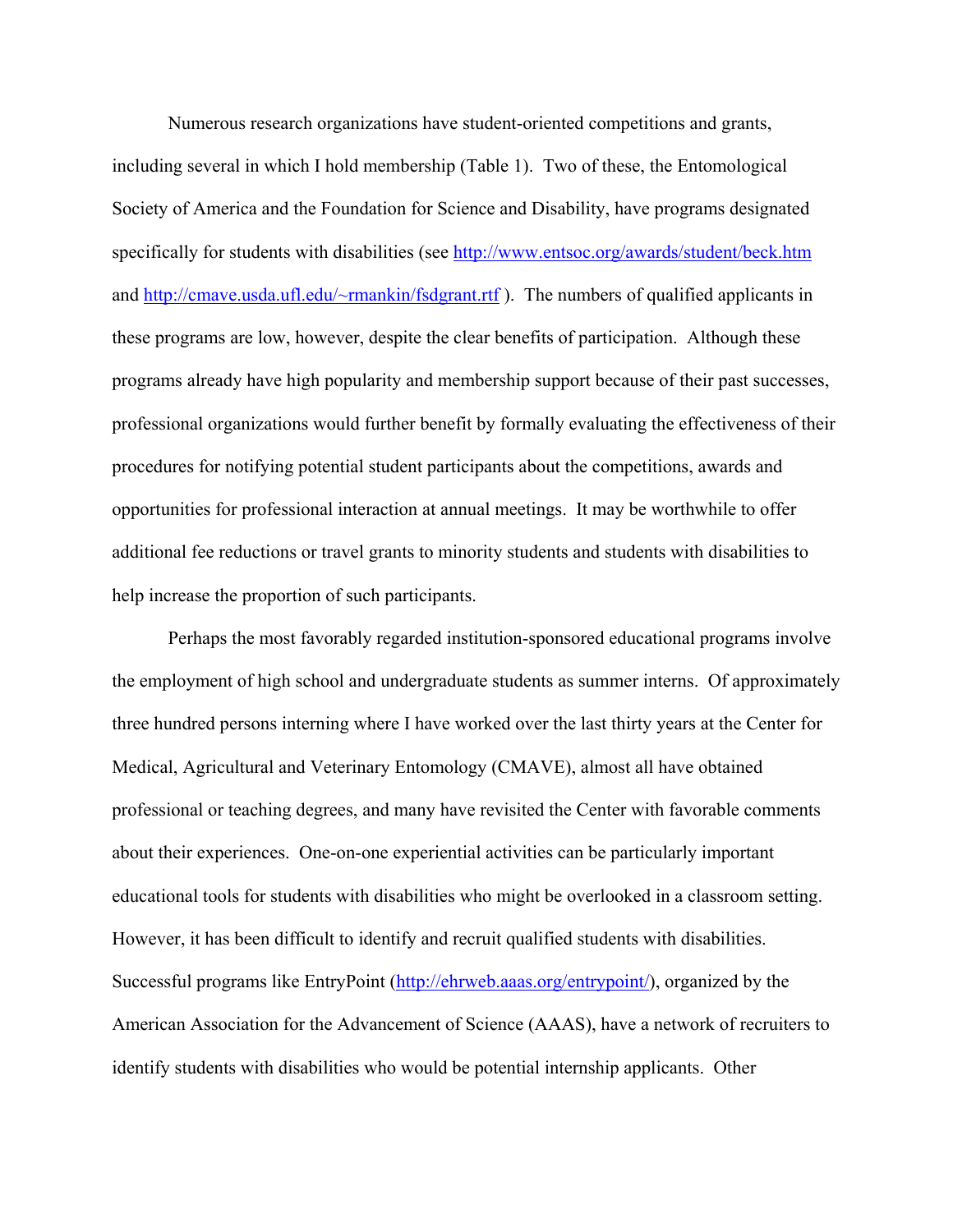Numerous research organizations have student-oriented competitions and grants, including several in which I hold membership (Table 1). Two of these, the Entomological Society of America and the Foundation for Science and Disability, have programs designated specifically for students with disabilities (see http://www.entsoc.org/awards/student/beck.htm and http://cmave.usda.ufl.edu/~rmankin/fsdgrant.rtf ). The numbers of qualified applicants in these programs are low, however, despite the clear benefits of participation. Although these programs already have high popularity and membership support because of their past successes, professional organizations would further benefit by formally evaluating the effectiveness of their procedures for notifying potential student participants about the competitions, awards and opportunities for professional interaction at annual meetings. It may be worthwhile to offer additional fee reductions or travel grants to minority students and students with disabilities to help increase the proportion of such participants.

Perhaps the most favorably regarded institution-sponsored educational programs involve the employment of high school and undergraduate students as summer interns. Of approximately three hundred persons interning where I have worked over the last thirty years at the Center for Medical, Agricultural and Veterinary Entomology (CMAVE), almost all have obtained professional or teaching degrees, and many have revisited the Center with favorable comments about their experiences. One-on-one experiential activities can be particularly important educational tools for students with disabilities who might be overlooked in a classroom setting. However, it has been difficult to identify and recruit qualified students with disabilities. Successful programs like EntryPoint (http://ehrweb.aaas.org/entrypoint/), organized by the American Association for the Advancement of Science (AAAS), have a network of recruiters to identify students with disabilities who would be potential internship applicants. Other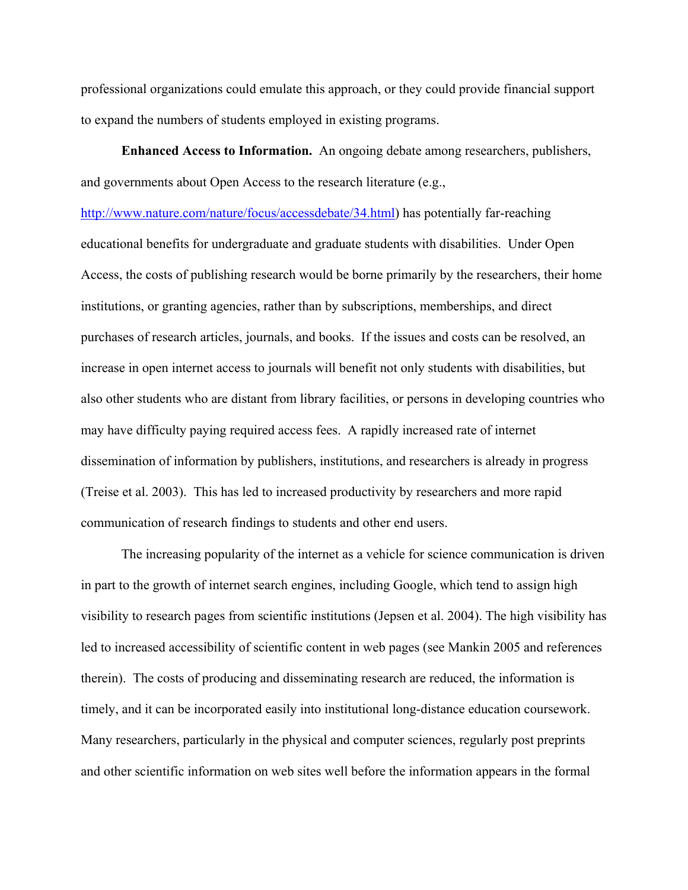professional organizations could emulate this approach, or they could provide financial support to expand the numbers of students employed in existing programs.

**Enhanced Access to Information.** An ongoing debate among researchers, publishers, and governments about Open Access to the research literature (e.g., [http://www.nature.com/nature/focus/accessdebate/34.html](http://www.nature.com/nature/focus/accessdebate/34.html)) has potentially far-reaching educational benefits for undergraduate and graduate students with disabilities. Under Open Access, the costs of publishing research would be borne primarily by the researchers, their home institutions, or granting agencies, rather than by subscriptions, memberships, and direct purchases of research articles, journals, and books. If the issues and costs can be resolved, an increase in open internet access to journals will benefit not only students with disabilities, but also other students who are distant from library facilities, or persons in developing countries who may have difficulty paying required access fees. A rapidly increased rate of internet dissemination of information by publishers, institutions, and researchers is already in progress (Treise et al. 2003). This has led to increased productivity by researchers and more rapid communication of research findings to students and other end users.

The increasing popularity of the internet as a vehicle for science communication is driven in part to the growth of internet search engines, including Google, which tend to assign high visibility to research pages from scientific institutions (Jepsen et al. 2004). The high visibility has led to increased accessibility of scientific content in web pages (see Mankin 2005 and references therein). The costs of producing and disseminating research are reduced, the information is timely, and it can be incorporated easily into institutional long-distance education coursework. Many researchers, particularly in the physical and computer sciences, regularly post preprints and other scientific information on web sites well before the information appears in the formal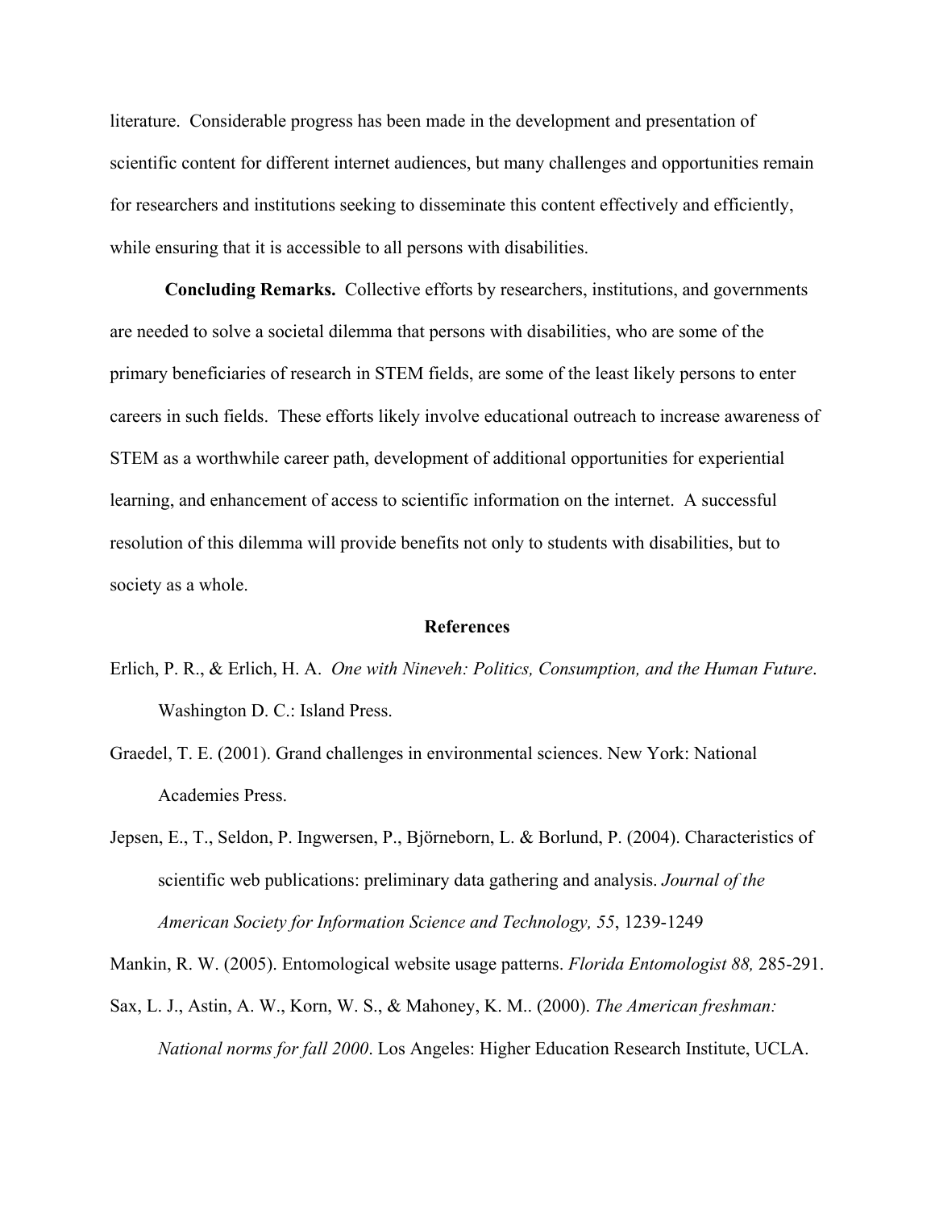literature. Considerable progress has been made in the development and presentation of scientific content for different internet audiences, but many challenges and opportunities remain for researchers and institutions seeking to disseminate this content effectively and efficiently, while ensuring that it is accessible to all persons with disabilities.

**Concluding Remarks.** Collective efforts by researchers, institutions, and governments are needed to solve a societal dilemma that persons with disabilities, who are some of the primary beneficiaries of research in STEM fields, are some of the least likely persons to enter careers in such fields. These efforts likely involve educational outreach to increase awareness of STEM as a worthwhile career path, development of additional opportunities for experiential learning, and enhancement of access to scientific information on the internet. A successful resolution of this dilemma will provide benefits not only to students with disabilities, but to society as a whole.

## References

Erlich, P. R., & Erlich, H. A. *One with Nineveh: Politics, Consumption, and the Human Future*. Washington D. C.: Island Press.

Graedel, T. E. (2001). Grand challenges in environmental sciences. New York: National Academies Press.

Jepsen, E., T., Seldon, P. Ingwersen, P., Björneborn, L. & Borlund, P. (2004). Characteristics of scientific web publications: preliminary data gathering and analysis. *Journal of the American Society for Information Science and Technology, 55*, 1239-1249

Mankin, R. W. (2005). Entomological website usage patterns. *Florida Entomologist 88,* 285-291.

Sax, L. J., Astin, A. W., Korn, W. S., & Mahoney, K. M.. (2000). *The American freshman: National norms for fall 2000*. Los Angeles: Higher Education Research Institute, UCLA.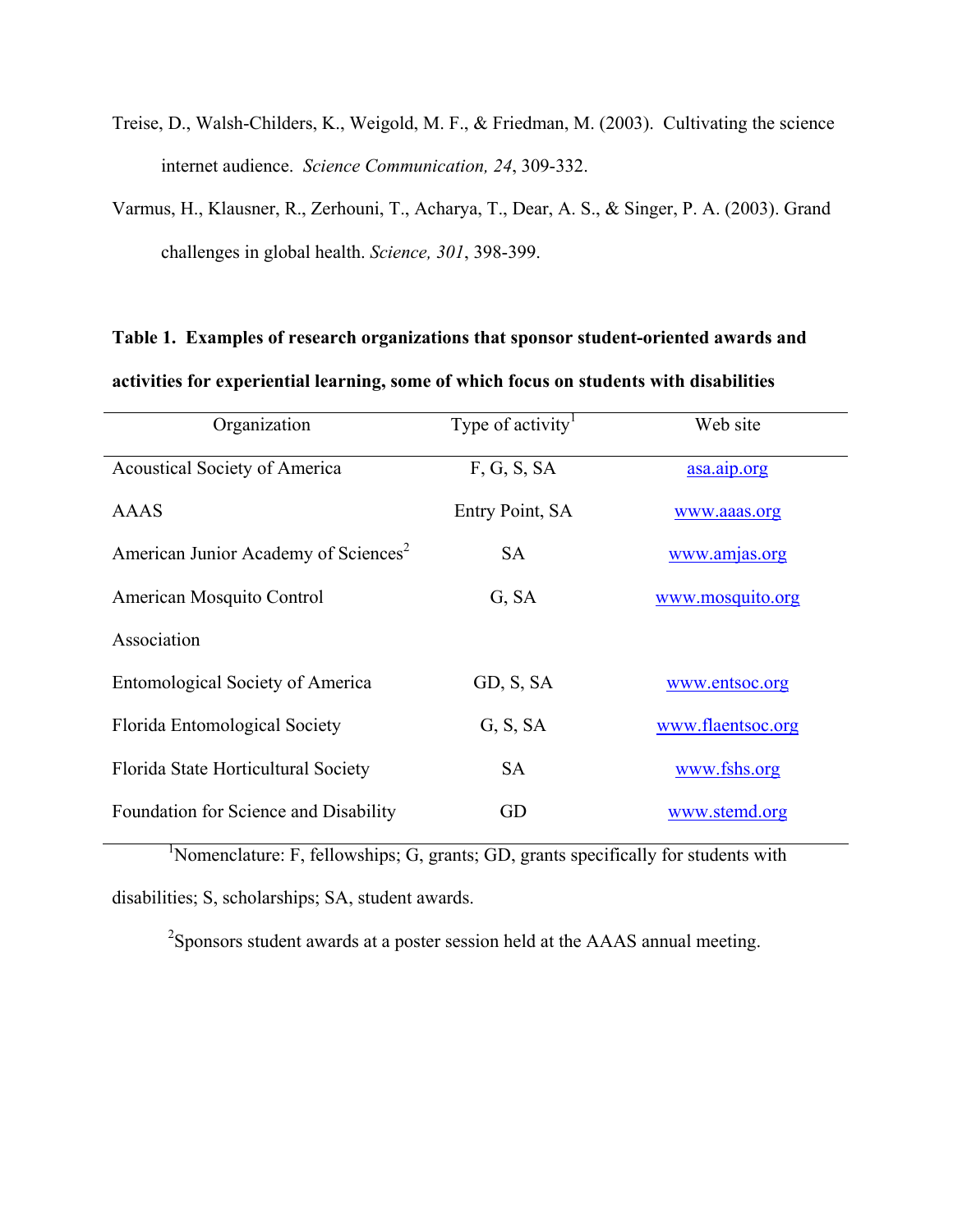Treise, D., Walsh-Childers, K., Weigold, M. F., & Friedman, M. (2003). Cultivating the science internet audience. *Science Communication, 24*, 309-332.

Varmus, H., Klausner, R., Zerhouni, T., Acharya, T., Dear, A. S., & Singer, P. A. (2003). Grand challenges in global health. *Science, 301*, 398-399.

**Table 1. Examples of research organizations that sponsor student-oriented awards and activities for experiential learning, some of which focus on students with disabilities**

| Organization | Type of activity[1] | Web site |
|---|---|---|
| Acoustical Society of America | F, G, S, SA | asa.aip.org |
| AAAS | Entry Point, SA | www.aaas.org |
| American Junior Academy of Sciences[2] | SA | www.amjas.org |
| American Mosquito Control Association | G, SA | www.mosquito.org |
| Entomological Society of America | GD, S, SA | www.entsoc.org |
| Florida Entomological Society | G, S, SA | www.flaentsoc.org |
| Florida State Horticultural Society | SA | www.fshs.org |
| Foundation for Science and Disability | GD | www.stemd.org |

[1]Nomenclature: F, fellowships; G, grants; GD, grants specifically for students with disabilities; S, scholarships; SA, student awards.

[2]Sponsors student awards at a poster session held at the AAAS annual meeting.